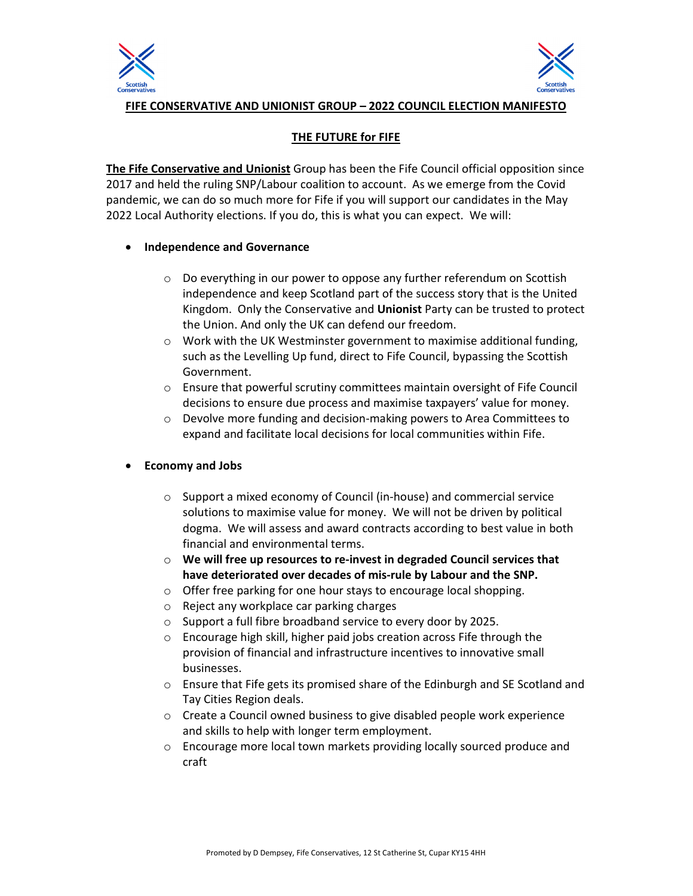# FIFE CONSERVATIVE AND UNIONIST GROUP – 2022 COUNCIL ELECTION MANIFESTO

## THE FUTURE for FIFE

**The Fife Conservative and Unionist** Group has been the Fife Council official opposition since 2017 and held the ruling SNP/Labour coalition to account. As we emerge from the Covid pandemic, we can do so much more for Fife if you will support our candidates in the May 2022 Local Authority elections. If you do, this is what you can expect. We will:

- **Independence and Governance**
  - Do everything in our power to oppose any further referendum on Scottish independence and keep Scotland part of the success story that is the United Kingdom. Only the Conservative and **Unionist** Party can be trusted to protect the Union. And only the UK can defend our freedom.
  - Work with the UK Westminster government to maximise additional funding, such as the Levelling Up fund, direct to Fife Council, bypassing the Scottish Government.
  - Ensure that powerful scrutiny committees maintain oversight of Fife Council decisions to ensure due process and maximise taxpayers' value for money.
  - Devolve more funding and decision-making powers to Area Committees to expand and facilitate local decisions for local communities within Fife.

- **Economy and Jobs**
  - Support a mixed economy of Council (in-house) and commercial service solutions to maximise value for money. We will not be driven by political dogma. We will assess and award contracts according to best value in both financial and environmental terms.
  - **We will free up resources to re-invest in degraded Council services that have deteriorated over decades of mis-rule by Labour and the SNP.**
  - Offer free parking for one hour stays to encourage local shopping.
  - Reject any workplace car parking charges
  - Support a full fibre broadband service to every door by 2025.
  - Encourage high skill, higher paid jobs creation across Fife through the provision of financial and infrastructure incentives to innovative small businesses.
  - Ensure that Fife gets its promised share of the Edinburgh and SE Scotland and Tay Cities Region deals.
  - Create a Council owned business to give disabled people work experience and skills to help with longer term employment.
  - Encourage more local town markets providing locally sourced produce and craft

Promoted by D Dempsey, Fife Conservatives, 12 St Catherine St, Cupar KY15 4HH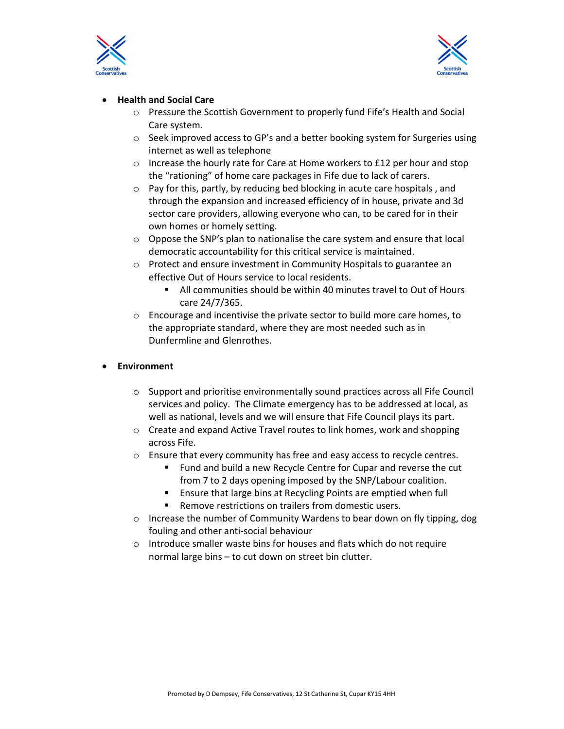- **Health and Social Care**
  - Pressure the Scottish Government to properly fund Fife's Health and Social Care system.
  - Seek improved access to GP's and a better booking system for Surgeries using internet as well as telephone
  - Increase the hourly rate for Care at Home workers to £12 per hour and stop the "rationing" of home care packages in Fife due to lack of carers.
  - Pay for this, partly, by reducing bed blocking in acute care hospitals , and through the expansion and increased efficiency of in house, private and 3d sector care providers, allowing everyone who can, to be cared for in their own homes or homely setting.
  - Oppose the SNP's plan to nationalise the care system and ensure that local democratic accountability for this critical service is maintained.
  - Protect and ensure investment in Community Hospitals to guarantee an effective Out of Hours service to local residents.
    - All communities should be within 40 minutes travel to Out of Hours care 24/7/365.
  - Encourage and incentivise the private sector to build more care homes, to the appropriate standard, where they are most needed such as in Dunfermline and Glenrothes.

- **Environment**
  - Support and prioritise environmentally sound practices across all Fife Council services and policy. The Climate emergency has to be addressed at local, as well as national, levels and we will ensure that Fife Council plays its part.
  - Create and expand Active Travel routes to link homes, work and shopping across Fife.
  - Ensure that every community has free and easy access to recycle centres.
    - Fund and build a new Recycle Centre for Cupar and reverse the cut from 7 to 2 days opening imposed by the SNP/Labour coalition.
    - Ensure that large bins at Recycling Points are emptied when full
    - Remove restrictions on trailers from domestic users.
  - Increase the number of Community Wardens to bear down on fly tipping, dog fouling and other anti-social behaviour
  - Introduce smaller waste bins for houses and flats which do not require normal large bins – to cut down on street bin clutter.

Promoted by D Dempsey, Fife Conservatives, 12 St Catherine St, Cupar KY15 4HH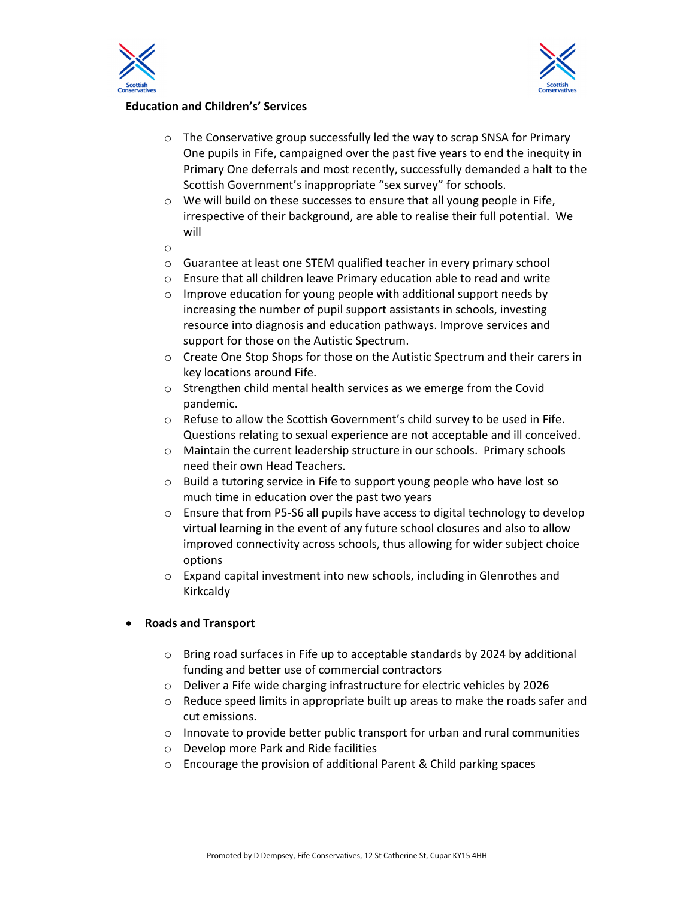**Education and Children's' Services**

- The Conservative group successfully led the way to scrap SNSA for Primary One pupils in Fife, campaigned over the past five years to end the inequity in Primary One deferrals and most recently, successfully demanded a halt to the Scottish Government's inappropriate "sex survey" for schools.
- We will build on these successes to ensure that all young people in Fife, irrespective of their background, are able to realise their full potential. We will
- Guarantee at least one STEM qualified teacher in every primary school
- Ensure that all children leave Primary education able to read and write
- Improve education for young people with additional support needs by increasing the number of pupil support assistants in schools, investing resource into diagnosis and education pathways. Improve services and support for those on the Autistic Spectrum.
- Create One Stop Shops for those on the Autistic Spectrum and their carers in key locations around Fife.
- Strengthen child mental health services as we emerge from the Covid pandemic.
- Refuse to allow the Scottish Government's child survey to be used in Fife. Questions relating to sexual experience are not acceptable and ill conceived.
- Maintain the current leadership structure in our schools. Primary schools need their own Head Teachers.
- Build a tutoring service in Fife to support young people who have lost so much time in education over the past two years
- Ensure that from P5-S6 all pupils have access to digital technology to develop virtual learning in the event of any future school closures and also to allow improved connectivity across schools, thus allowing for wider subject choice options
- Expand capital investment into new schools, including in Glenrothes and Kirkcaldy

- **Roads and Transport**
  - Bring road surfaces in Fife up to acceptable standards by 2024 by additional funding and better use of commercial contractors
  - Deliver a Fife wide charging infrastructure for electric vehicles by 2026
  - Reduce speed limits in appropriate built up areas to make the roads safer and cut emissions.
  - Innovate to provide better public transport for urban and rural communities
  - Develop more Park and Ride facilities
  - Encourage the provision of additional Parent & Child parking spaces

Promoted by D Dempsey, Fife Conservatives, 12 St Catherine St, Cupar KY15 4HH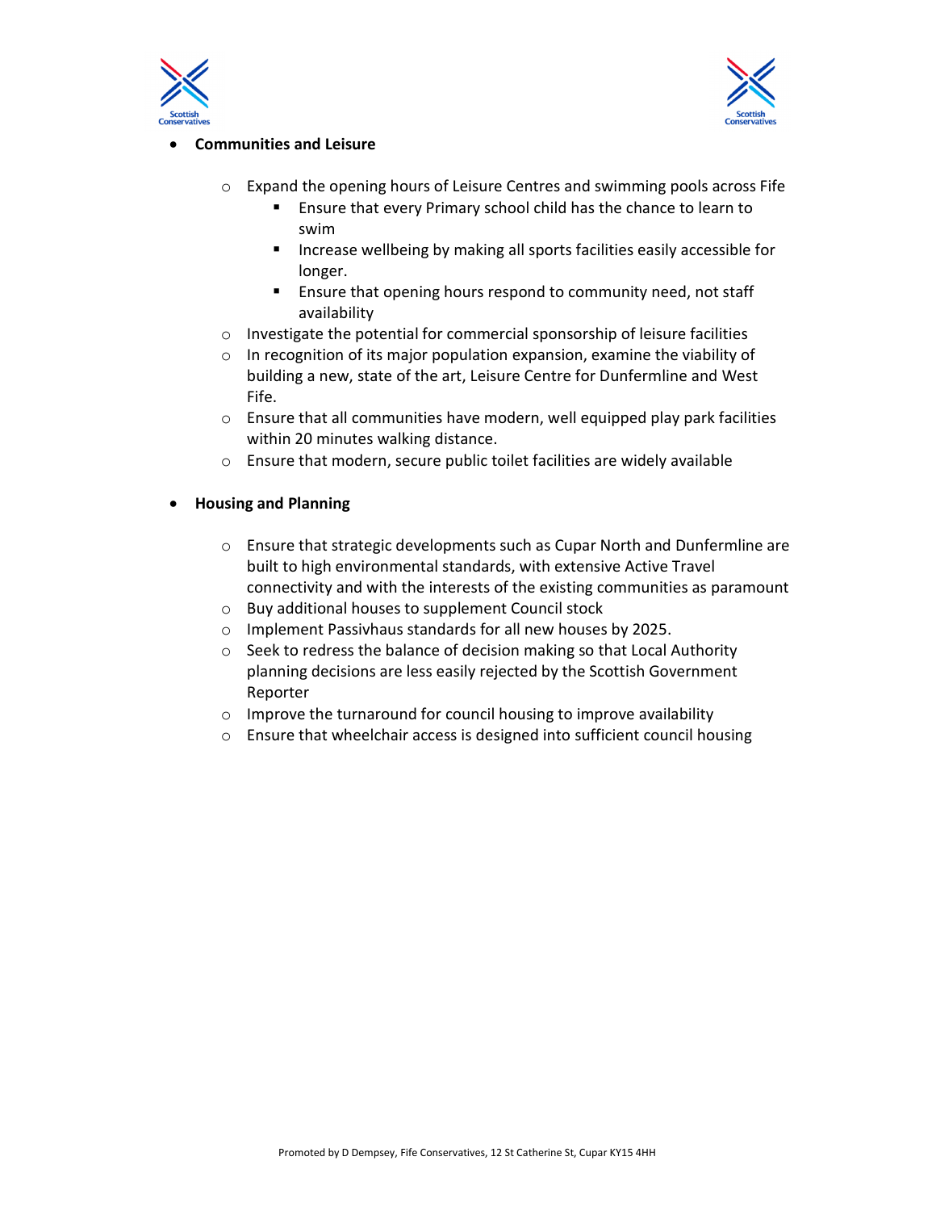- **Communities and Leisure**

    - Expand the opening hours of Leisure Centres and swimming pools across Fife
        - Ensure that every Primary school child has the chance to learn to swim
        - Increase wellbeing by making all sports facilities easily accessible for longer.
        - Ensure that opening hours respond to community need, not staff availability
    - Investigate the potential for commercial sponsorship of leisure facilities
    - In recognition of its major population expansion, examine the viability of building a new, state of the art, Leisure Centre for Dunfermline and West Fife.
    - Ensure that all communities have modern, well equipped play park facilities within 20 minutes walking distance.
    - Ensure that modern, secure public toilet facilities are widely available

- **Housing and Planning**

    - Ensure that strategic developments such as Cupar North and Dunfermline are built to high environmental standards, with extensive Active Travel connectivity and with the interests of the existing communities as paramount
    - Buy additional houses to supplement Council stock
    - Implement Passivhaus standards for all new houses by 2025.
    - Seek to redress the balance of decision making so that Local Authority planning decisions are less easily rejected by the Scottish Government Reporter
    - Improve the turnaround for council housing to improve availability
    - Ensure that wheelchair access is designed into sufficient council housing

Promoted by D Dempsey, Fife Conservatives, 12 St Catherine St, Cupar KY15 4HH